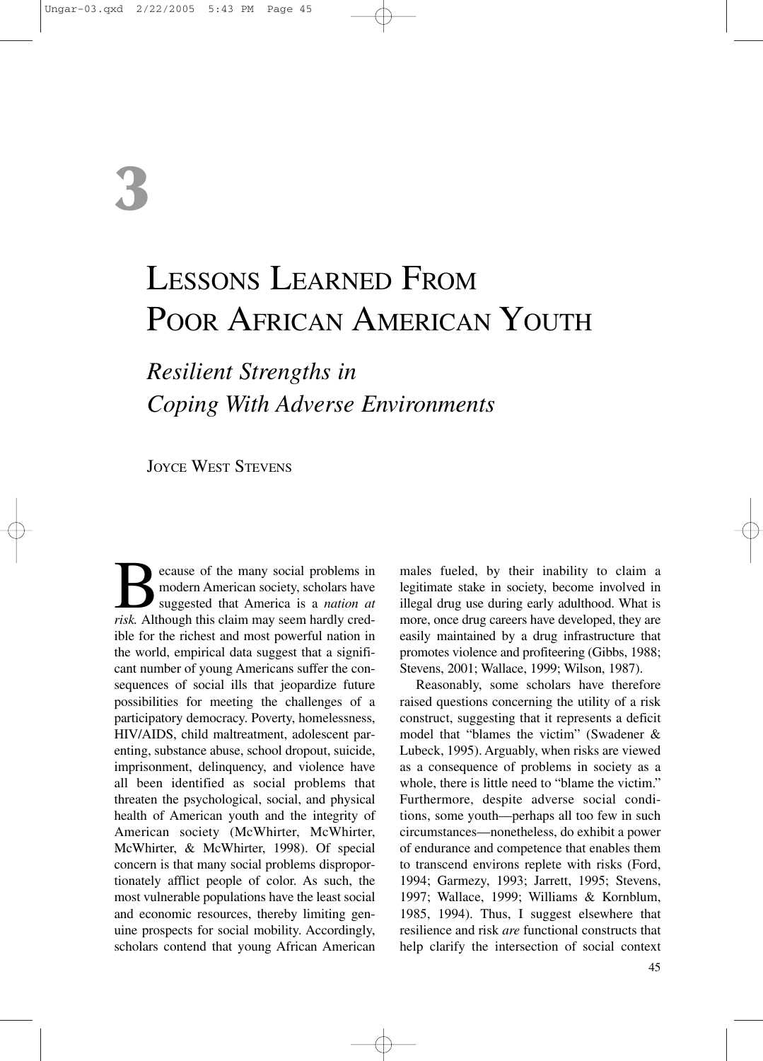# 3

# Lessons Learned From Poor African American Youth

## *Resilient Strengths in Coping With Adverse Environments*

Joyce West Stevens

Because of the many social problems in modern American society, scholars have suggested that America is a *nation at risk.* Although this claim may seem hardly credible for the richest and most powerful nation in the world, empirical data suggest that a significant number of young Americans suffer the consequences of social ills that jeopardize future possibilities for meeting the challenges of a participatory democracy. Poverty, homelessness, HIV/AIDS, child maltreatment, adolescent parenting, substance abuse, school dropout, suicide, imprisonment, delinquency, and violence have all been identified as social problems that threaten the psychological, social, and physical health of American youth and the integrity of American society (McWhirter, McWhirter, McWhirter, & McWhirter, 1998). Of special concern is that many social problems disproportionately afflict people of color. As such, the most vulnerable populations have the least social and economic resources, thereby limiting genuine prospects for social mobility. Accordingly, scholars contend that young African American males fueled, by their inability to claim a legitimate stake in society, become involved in illegal drug use during early adulthood. What is more, once drug careers have developed, they are easily maintained by a drug infrastructure that promotes violence and profiteering (Gibbs, 1988; Stevens, 2001; Wallace, 1999; Wilson, 1987).

Reasonably, some scholars have therefore raised questions concerning the utility of a risk construct, suggesting that it represents a deficit model that "blames the victim" (Swadener & Lubeck, 1995). Arguably, when risks are viewed as a consequence of problems in society as a whole, there is little need to "blame the victim." Furthermore, despite adverse social conditions, some youth—perhaps all too few in such circumstances—nonetheless, do exhibit a power of endurance and competence that enables them to transcend environs replete with risks (Ford, 1994; Garmezy, 1993; Jarrett, 1995; Stevens, 1997; Wallace, 1999; Williams & Kornblum, 1985, 1994). Thus, I suggest elsewhere that resilience and risk *are* functional constructs that help clarify the intersection of social context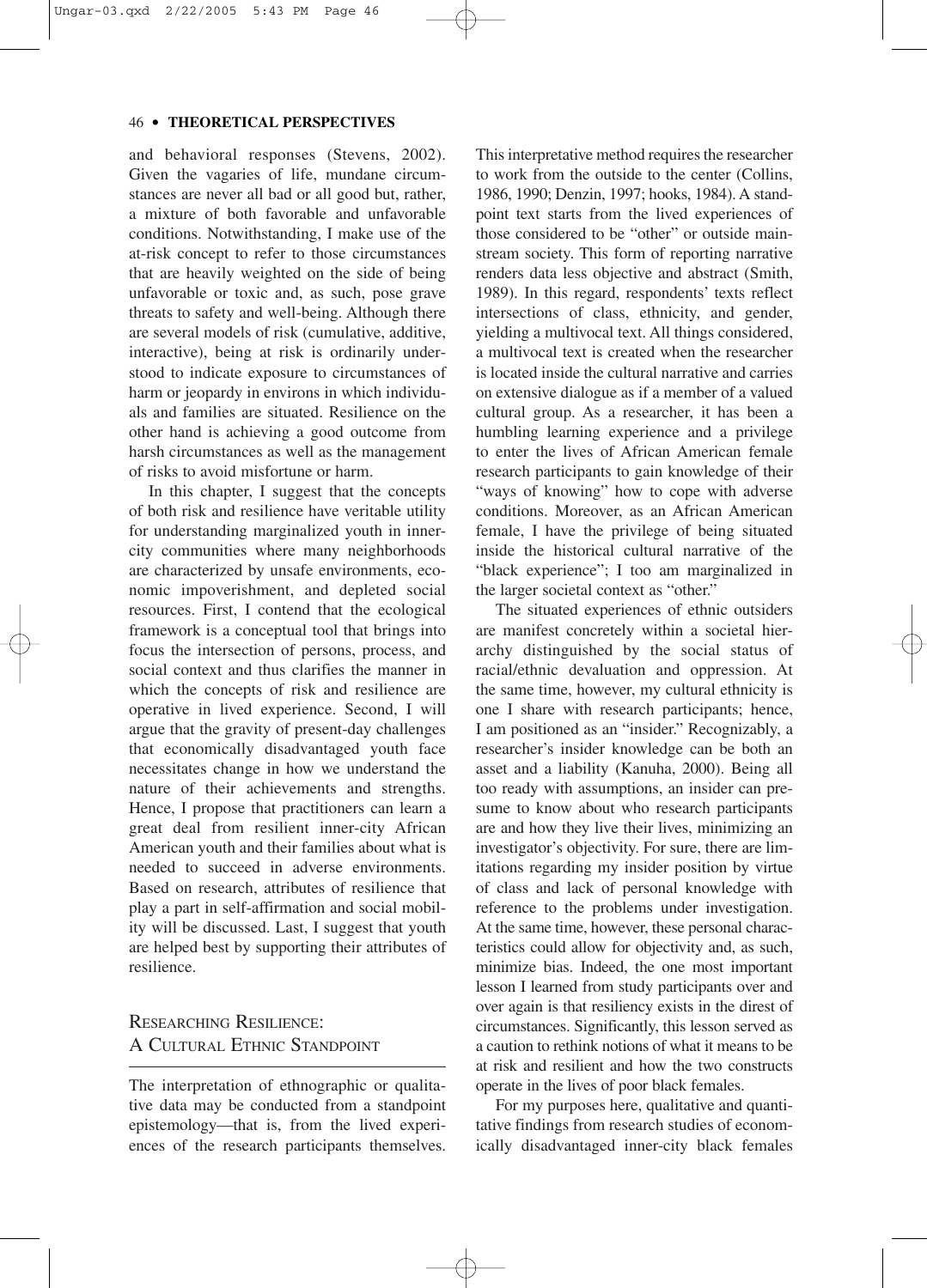and behavioral responses (Stevens, 2002). Given the vagaries of life, mundane circumstances are never all bad or all good but, rather, a mixture of both favorable and unfavorable conditions. Notwithstanding, I make use of the at-risk concept to refer to those circumstances that are heavily weighted on the side of being unfavorable or toxic and, as such, pose grave threats to safety and well-being. Although there are several models of risk (cumulative, additive, interactive), being at risk is ordinarily understood to indicate exposure to circumstances of harm or jeopardy in environs in which individuals and families are situated. Resilience on the other hand is achieving a good outcome from harsh circumstances as well as the management of risks to avoid misfortune or harm.

In this chapter, I suggest that the concepts of both risk and resilience have veritable utility for understanding marginalized youth in inner-city communities where many neighborhoods are characterized by unsafe environments, economic impoverishment, and depleted social resources. First, I contend that the ecological framework is a conceptual tool that brings into focus the intersection of persons, process, and social context and thus clarifies the manner in which the concepts of risk and resilience are operative in lived experience. Second, I will argue that the gravity of present-day challenges that economically disadvantaged youth face necessitates change in how we understand the nature of their achievements and strengths. Hence, I propose that practitioners can learn a great deal from resilient inner-city African American youth and their families about what is needed to succeed in adverse environments. Based on research, attributes of resilience that play a part in self-affirmation and social mobility will be discussed. Last, I suggest that youth are helped best by supporting their attributes of resilience.

## Researching Resilience: A Cultural Ethnic Standpoint

The interpretation of ethnographic or qualitative data may be conducted from a standpoint epistemology—that is, from the lived experiences of the research participants themselves. This interpretative method requires the researcher to work from the outside to the center (Collins, 1986, 1990; Denzin, 1997; hooks, 1984). A standpoint text starts from the lived experiences of those considered to be "other" or outside mainstream society. This form of reporting narrative renders data less objective and abstract (Smith, 1989). In this regard, respondents' texts reflect intersections of class, ethnicity, and gender, yielding a multivocal text. All things considered, a multivocal text is created when the researcher is located inside the cultural narrative and carries on extensive dialogue as if a member of a valued cultural group. As a researcher, it has been a humbling learning experience and a privilege to enter the lives of African American female research participants to gain knowledge of their "ways of knowing" how to cope with adverse conditions. Moreover, as an African American female, I have the privilege of being situated inside the historical cultural narrative of the "black experience"; I too am marginalized in the larger societal context as "other."

The situated experiences of ethnic outsiders are manifest concretely within a societal hierarchy distinguished by the social status of racial/ethnic devaluation and oppression. At the same time, however, my cultural ethnicity is one I share with research participants; hence, I am positioned as an "insider." Recognizably, a researcher's insider knowledge can be both an asset and a liability (Kanuha, 2000). Being all too ready with assumptions, an insider can presume to know about who research participants are and how they live their lives, minimizing an investigator's objectivity. For sure, there are limitations regarding my insider position by virtue of class and lack of personal knowledge with reference to the problems under investigation. At the same time, however, these personal characteristics could allow for objectivity and, as such, minimize bias. Indeed, the one most important lesson I learned from study participants over and over again is that resiliency exists in the direst of circumstances. Significantly, this lesson served as a caution to rethink notions of what it means to be at risk and resilient and how the two constructs operate in the lives of poor black females.

For my purposes here, qualitative and quantitative findings from research studies of economically disadvantaged inner-city black females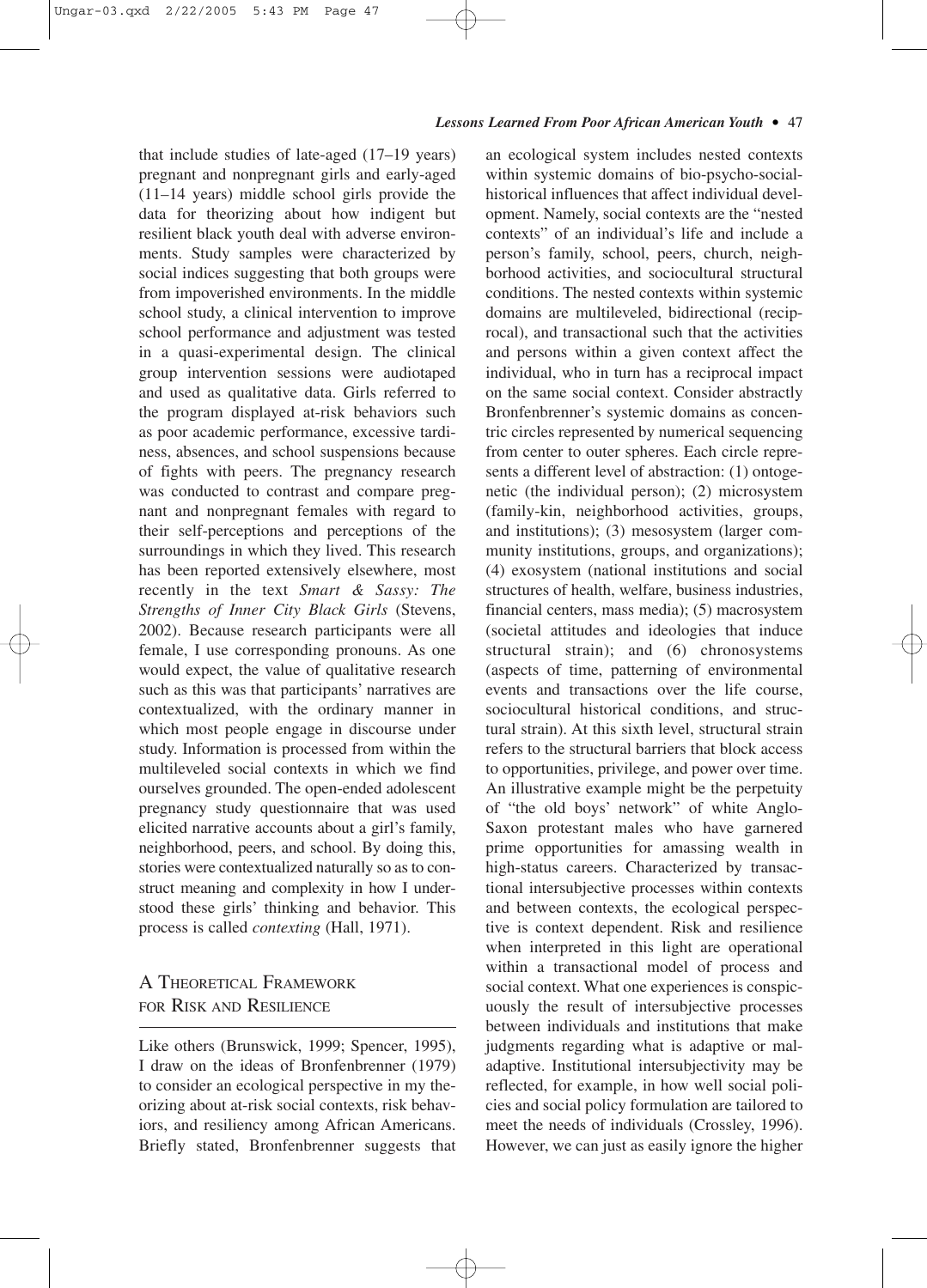that include studies of late-aged (17–19 years) pregnant and nonpregnant girls and early-aged (11–14 years) middle school girls provide the data for theorizing about how indigent but resilient black youth deal with adverse environments. Study samples were characterized by social indices suggesting that both groups were from impoverished environments. In the middle school study, a clinical intervention to improve school performance and adjustment was tested in a quasi-experimental design. The clinical group intervention sessions were audiotaped and used as qualitative data. Girls referred to the program displayed at-risk behaviors such as poor academic performance, excessive tardiness, absences, and school suspensions because of fights with peers. The pregnancy research was conducted to contrast and compare pregnant and nonpregnant females with regard to their self-perceptions and perceptions of the surroundings in which they lived. This research has been reported extensively elsewhere, most recently in the text *Smart & Sassy: The Strengths of Inner City Black Girls* (Stevens, 2002). Because research participants were all female, I use corresponding pronouns. As one would expect, the value of qualitative research such as this was that participants' narratives are contextualized, with the ordinary manner in which most people engage in discourse under study. Information is processed from within the multileveled social contexts in which we find ourselves grounded. The open-ended adolescent pregnancy study questionnaire that was used elicited narrative accounts about a girl's family, neighborhood, peers, and school. By doing this, stories were contextualized naturally so as to construct meaning and complexity in how I understood these girls' thinking and behavior. This process is called *contexting* (Hall, 1971).

## A Theoretical Framework for Risk and Resilience

Like others (Brunswick, 1999; Spencer, 1995), I draw on the ideas of Bronfenbrenner (1979) to consider an ecological perspective in my theorizing about at-risk social contexts, risk behaviors, and resiliency among African Americans. Briefly stated, Bronfenbrenner suggests that an ecological system includes nested contexts within systemic domains of bio-psycho-social-historical influences that affect individual development. Namely, social contexts are the "nested contexts" of an individual's life and include a person's family, school, peers, church, neighborhood activities, and sociocultural structural conditions. The nested contexts within systemic domains are multileveled, bidirectional (reciprocal), and transactional such that the activities and persons within a given context affect the individual, who in turn has a reciprocal impact on the same social context. Consider abstractly Bronfenbrenner's systemic domains as concentric circles represented by numerical sequencing from center to outer spheres. Each circle represents a different level of abstraction: (1) ontogenetic (the individual person); (2) microsystem (family-kin, neighborhood activities, groups, and institutions); (3) mesosystem (larger community institutions, groups, and organizations); (4) exosystem (national institutions and social structures of health, welfare, business industries, financial centers, mass media); (5) macrosystem (societal attitudes and ideologies that induce structural strain); and (6) chronosystems (aspects of time, patterning of environmental events and transactions over the life course, sociocultural historical conditions, and structural strain). At this sixth level, structural strain refers to the structural barriers that block access to opportunities, privilege, and power over time. An illustrative example might be the perpetuity of "the old boys' network" of white Anglo-Saxon protestant males who have garnered prime opportunities for amassing wealth in high-status careers. Characterized by transactional intersubjective processes within contexts and between contexts, the ecological perspective is context dependent. Risk and resilience when interpreted in this light are operational within a transactional model of process and social context. What one experiences is conspicuously the result of intersubjective processes between individuals and institutions that make judgments regarding what is adaptive or maladaptive. Institutional intersubjectivity may be reflected, for example, in how well social policies and social policy formulation are tailored to meet the needs of individuals (Crossley, 1996). However, we can just as easily ignore the higher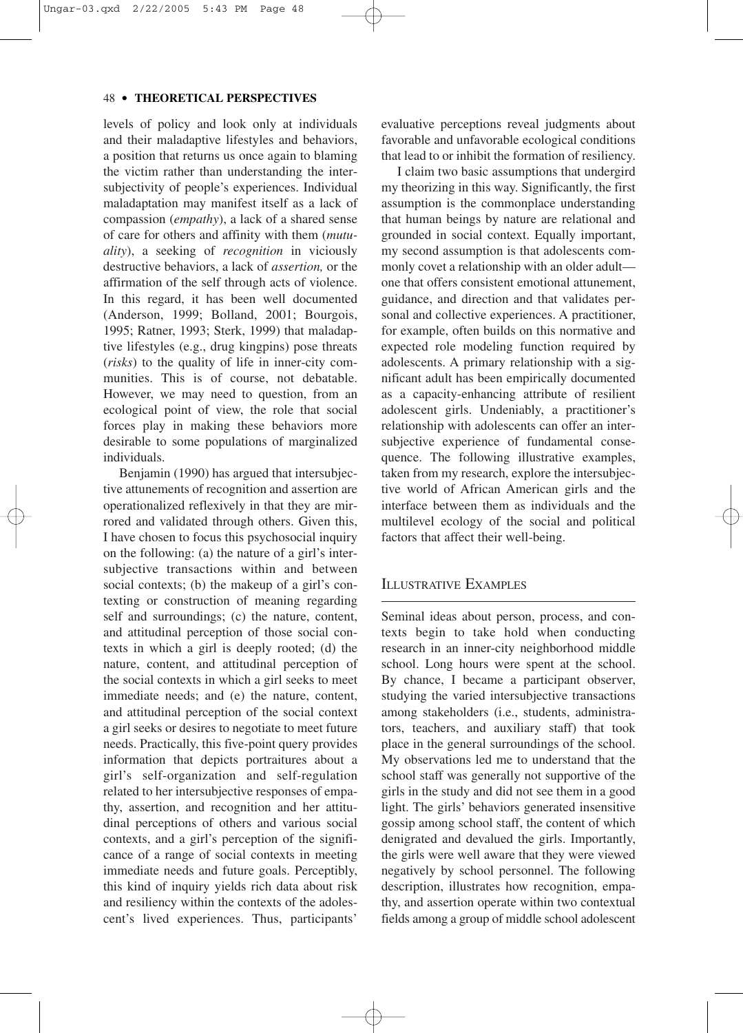levels of policy and look only at individuals and their maladaptive lifestyles and behaviors, a position that returns us once again to blaming the victim rather than understanding the intersubjectivity of people's experiences. Individual maladaptation may manifest itself as a lack of compassion (*empathy*), a lack of a shared sense of care for others and affinity with them (*mutuality*), a seeking of *recognition* in viciously destructive behaviors, a lack of *assertion,* or the affirmation of the self through acts of violence. In this regard, it has been well documented (Anderson, 1999; Bolland, 2001; Bourgois, 1995; Ratner, 1993; Sterk, 1999) that maladaptive lifestyles (e.g., drug kingpins) pose threats (*risks*) to the quality of life in inner-city communities. This is of course, not debatable. However, we may need to question, from an ecological point of view, the role that social forces play in making these behaviors more desirable to some populations of marginalized individuals.

Benjamin (1990) has argued that intersubjective attunements of recognition and assertion are operationalized reflexively in that they are mirrored and validated through others. Given this, I have chosen to focus this psychosocial inquiry on the following: (a) the nature of a girl's intersubjective transactions within and between social contexts; (b) the makeup of a girl's contexting or construction of meaning regarding self and surroundings; (c) the nature, content, and attitudinal perception of those social contexts in which a girl is deeply rooted; (d) the nature, content, and attitudinal perception of the social contexts in which a girl seeks to meet immediate needs; and (e) the nature, content, and attitudinal perception of the social context a girl seeks or desires to negotiate to meet future needs. Practically, this five-point query provides information that depicts portraitures about a girl's self-organization and self-regulation related to her intersubjective responses of empathy, assertion, and recognition and her attitudinal perceptions of others and various social contexts, and a girl's perception of the significance of a range of social contexts in meeting immediate needs and future goals. Perceptibly, this kind of inquiry yields rich data about risk and resiliency within the contexts of the adolescent's lived experiences. Thus, participants' evaluative perceptions reveal judgments about favorable and unfavorable ecological conditions that lead to or inhibit the formation of resiliency.

I claim two basic assumptions that undergird my theorizing in this way. Significantly, the first assumption is the commonplace understanding that human beings by nature are relational and grounded in social context. Equally important, my second assumption is that adolescents commonly covet a relationship with an older adult—one that offers consistent emotional attunement, guidance, and direction and that validates personal and collective experiences. A practitioner, for example, often builds on this normative and expected role modeling function required by adolescents. A primary relationship with a significant adult has been empirically documented as a capacity-enhancing attribute of resilient adolescent girls. Undeniably, a practitioner's relationship with adolescents can offer an intersubjective experience of fundamental consequence. The following illustrative examples, taken from my research, explore the intersubjective world of African American girls and the interface between them as individuals and the multilevel ecology of the social and political factors that affect their well-being.

## Illustrative Examples

Seminal ideas about person, process, and contexts begin to take hold when conducting research in an inner-city neighborhood middle school. Long hours were spent at the school. By chance, I became a participant observer, studying the varied intersubjective transactions among stakeholders (i.e., students, administrators, teachers, and auxiliary staff) that took place in the general surroundings of the school. My observations led me to understand that the school staff was generally not supportive of the girls in the study and did not see them in a good light. The girls' behaviors generated insensitive gossip among school staff, the content of which denigrated and devalued the girls. Importantly, the girls were well aware that they were viewed negatively by school personnel. The following description, illustrates how recognition, empathy, and assertion operate within two contextual fields among a group of middle school adolescent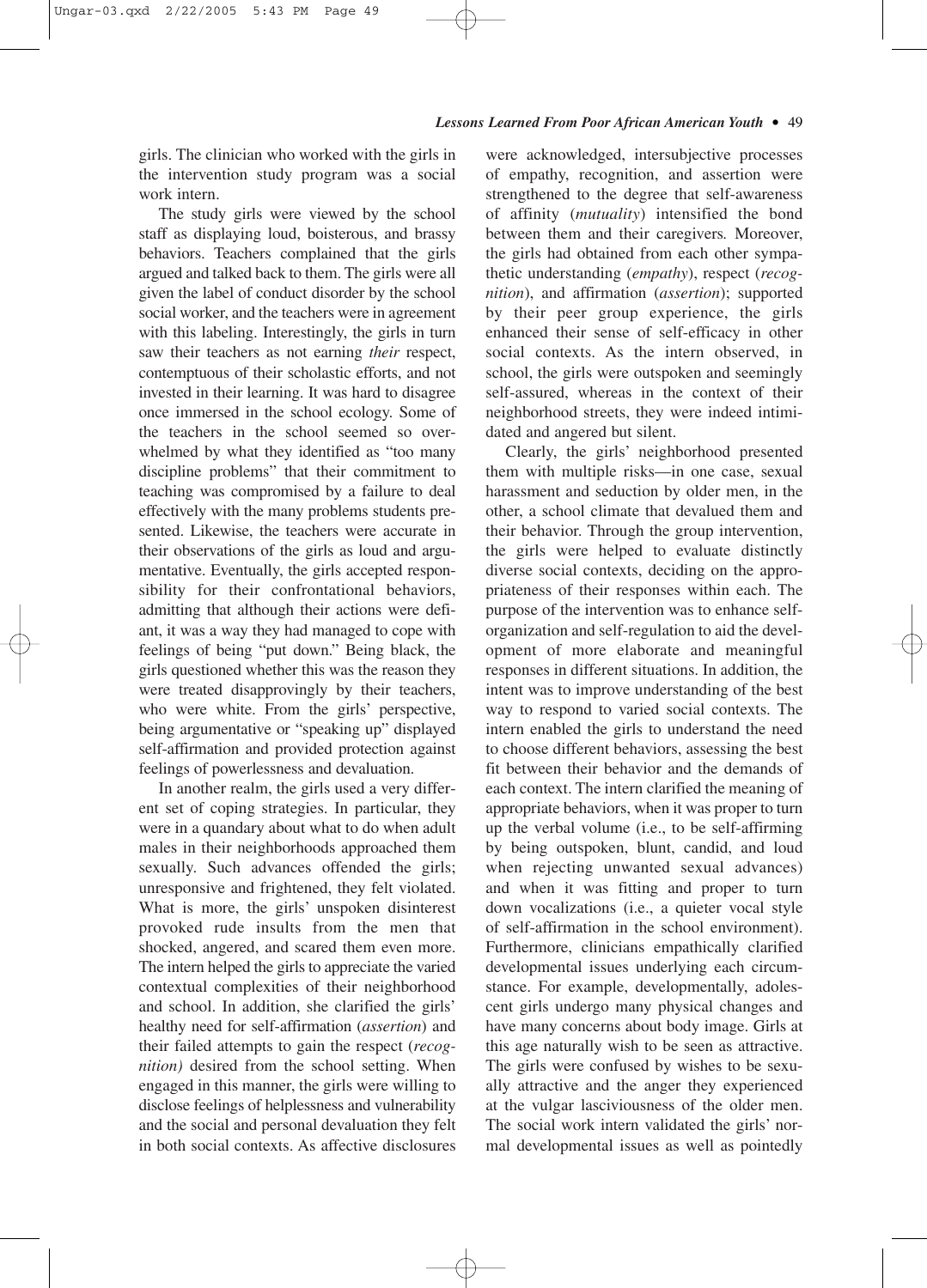girls. The clinician who worked with the girls in the intervention study program was a social work intern.

The study girls were viewed by the school staff as displaying loud, boisterous, and brassy behaviors. Teachers complained that the girls argued and talked back to them. The girls were all given the label of conduct disorder by the school social worker, and the teachers were in agreement with this labeling. Interestingly, the girls in turn saw their teachers as not earning *their* respect, contemptuous of their scholastic efforts, and not invested in their learning. It was hard to disagree once immersed in the school ecology. Some of the teachers in the school seemed so overwhelmed by what they identified as "too many discipline problems" that their commitment to teaching was compromised by a failure to deal effectively with the many problems students presented. Likewise, the teachers were accurate in their observations of the girls as loud and argumentative. Eventually, the girls accepted responsibility for their confrontational behaviors, admitting that although their actions were defiant, it was a way they had managed to cope with feelings of being "put down." Being black, the girls questioned whether this was the reason they were treated disapprovingly by their teachers, who were white. From the girls' perspective, being argumentative or "speaking up" displayed self-affirmation and provided protection against feelings of powerlessness and devaluation.

In another realm, the girls used a very different set of coping strategies. In particular, they were in a quandary about what to do when adult males in their neighborhoods approached them sexually. Such advances offended the girls; unresponsive and frightened, they felt violated. What is more, the girls' unspoken disinterest provoked rude insults from the men that shocked, angered, and scared them even more. The intern helped the girls to appreciate the varied contextual complexities of their neighborhood and school. In addition, she clarified the girls' healthy need for self-affirmation (*assertion*) and their failed attempts to gain the respect (*recognition)* desired from the school setting. When engaged in this manner, the girls were willing to disclose feelings of helplessness and vulnerability and the social and personal devaluation they felt in both social contexts. As affective disclosures were acknowledged, intersubjective processes of empathy, recognition, and assertion were strengthened to the degree that self-awareness of affinity (*mutuality*) intensified the bond between them and their caregivers. Moreover, the girls had obtained from each other sympathetic understanding (*empathy*), respect (*recognition*), and affirmation (*assertion*); supported by their peer group experience, the girls enhanced their sense of self-efficacy in other social contexts. As the intern observed, in school, the girls were outspoken and seemingly self-assured, whereas in the context of their neighborhood streets, they were indeed intimidated and angered but silent.

Clearly, the girls' neighborhood presented them with multiple risks—in one case, sexual harassment and seduction by older men, in the other, a school climate that devalued them and their behavior. Through the group intervention, the girls were helped to evaluate distinctly diverse social contexts, deciding on the appropriateness of their responses within each. The purpose of the intervention was to enhance self-organization and self-regulation to aid the development of more elaborate and meaningful responses in different situations. In addition, the intent was to improve understanding of the best way to respond to varied social contexts. The intern enabled the girls to understand the need to choose different behaviors, assessing the best fit between their behavior and the demands of each context. The intern clarified the meaning of appropriate behaviors, when it was proper to turn up the verbal volume (i.e., to be self-affirming by being outspoken, blunt, candid, and loud when rejecting unwanted sexual advances) and when it was fitting and proper to turn down vocalizations (i.e., a quieter vocal style of self-affirmation in the school environment). Furthermore, clinicians empathically clarified developmental issues underlying each circumstance. For example, developmentally, adolescent girls undergo many physical changes and have many concerns about body image. Girls at this age naturally wish to be seen as attractive. The girls were confused by wishes to be sexually attractive and the anger they experienced at the vulgar lasciviousness of the older men. The social work intern validated the girls' normal developmental issues as well as pointedly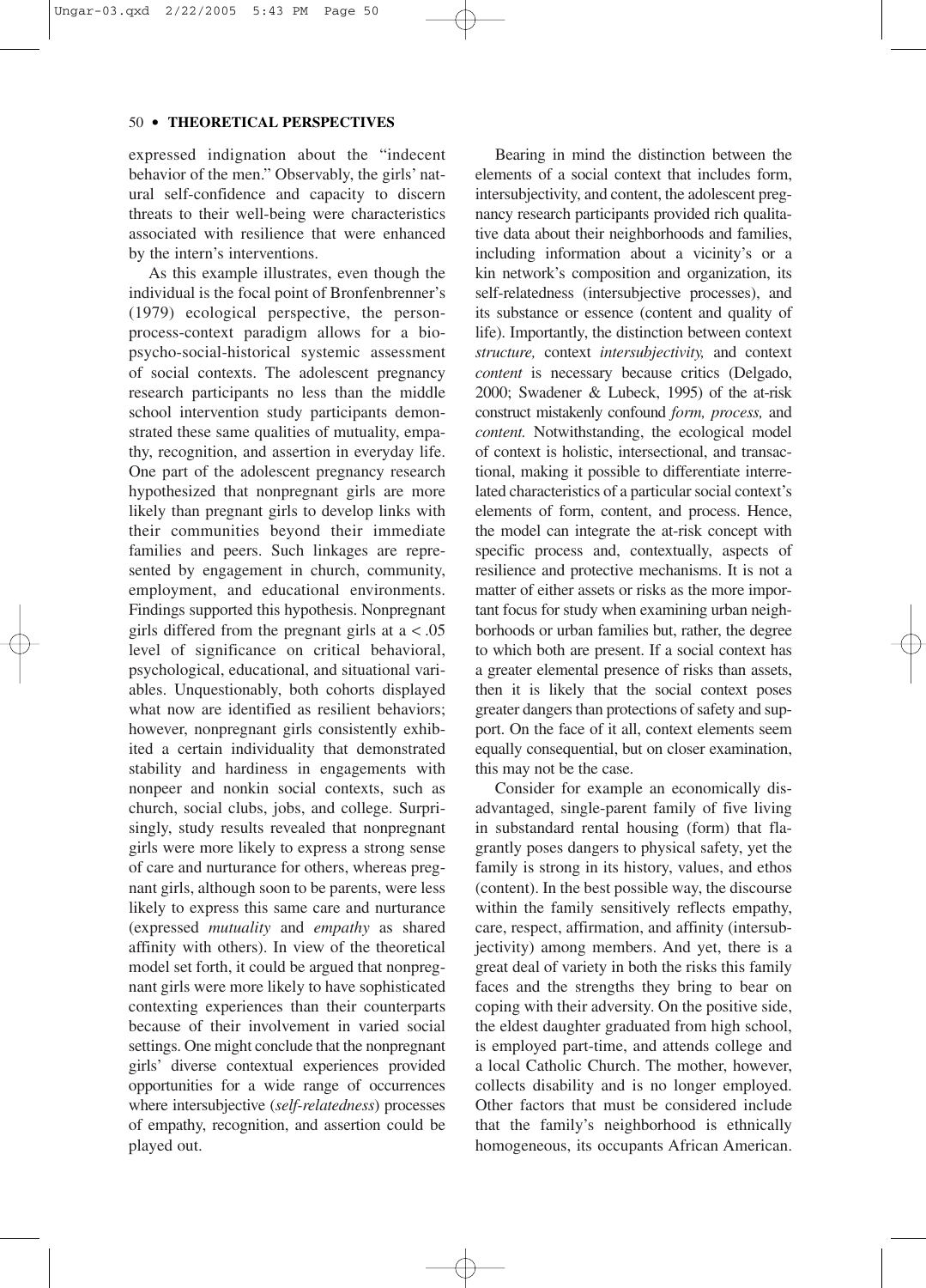expressed indignation about the "indecent behavior of the men." Observably, the girls' natural self-confidence and capacity to discern threats to their well-being were characteristics associated with resilience that were enhanced by the intern's interventions.

As this example illustrates, even though the individual is the focal point of Bronfenbrenner's (1979) ecological perspective, the person-process-context paradigm allows for a bio-psycho-social-historical systemic assessment of social contexts. The adolescent pregnancy research participants no less than the middle school intervention study participants demonstrated these same qualities of mutuality, empathy, recognition, and assertion in everyday life. One part of the adolescent pregnancy research hypothesized that nonpregnant girls are more likely than pregnant girls to develop links with their communities beyond their immediate families and peers. Such linkages are represented by engagement in church, community, employment, and educational environments. Findings supported this hypothesis. Nonpregnant girls differed from the pregnant girls at a $< .05$ level of significance on critical behavioral, psychological, educational, and situational variables. Unquestionably, both cohorts displayed what now are identified as resilient behaviors; however, nonpregnant girls consistently exhibited a certain individuality that demonstrated stability and hardiness in engagements with nonpeer and nonkin social contexts, such as church, social clubs, jobs, and college. Surprisingly, study results revealed that nonpregnant girls were more likely to express a strong sense of care and nurturance for others, whereas pregnant girls, although soon to be parents, were less likely to express this same care and nurturance (expressed *mutuality* and *empathy* as shared affinity with others). In view of the theoretical model set forth, it could be argued that nonpregnant girls were more likely to have sophisticated contexting experiences than their counterparts because of their involvement in varied social settings. One might conclude that the nonpregnant girls' diverse contextual experiences provided opportunities for a wide range of occurrences where intersubjective (*self-relatedness*) processes of empathy, recognition, and assertion could be played out.

Bearing in mind the distinction between the elements of a social context that includes form, intersubjectivity, and content, the adolescent pregnancy research participants provided rich qualitative data about their neighborhoods and families, including information about a vicinity's or a kin network's composition and organization, its self-relatedness (intersubjective processes), and its substance or essence (content and quality of life). Importantly, the distinction between context *structure,* context *intersubjectivity,* and context *content* is necessary because critics (Delgado, 2000; Swadener & Lubeck, 1995) of the at-risk construct mistakenly confound *form, process,* and *content.* Notwithstanding, the ecological model of context is holistic, intersectional, and transactional, making it possible to differentiate interrelated characteristics of a particular social context's elements of form, content, and process. Hence, the model can integrate the at-risk concept with specific process and, contextually, aspects of resilience and protective mechanisms. It is not a matter of either assets or risks as the more important focus for study when examining urban neighborhoods or urban families but, rather, the degree to which both are present. If a social context has a greater elemental presence of risks than assets, then it is likely that the social context poses greater dangers than protections of safety and support. On the face of it all, context elements seem equally consequential, but on closer examination, this may not be the case.

Consider for example an economically disadvantaged, single-parent family of five living in substandard rental housing (form) that flagrantly poses dangers to physical safety, yet the family is strong in its history, values, and ethos (content). In the best possible way, the discourse within the family sensitively reflects empathy, care, respect, affirmation, and affinity (intersubjectivity) among members. And yet, there is a great deal of variety in both the risks this family faces and the strengths they bring to bear on coping with their adversity. On the positive side, the eldest daughter graduated from high school, is employed part-time, and attends college and a local Catholic Church. The mother, however, collects disability and is no longer employed. Other factors that must be considered include that the family's neighborhood is ethnically homogeneous, its occupants African American.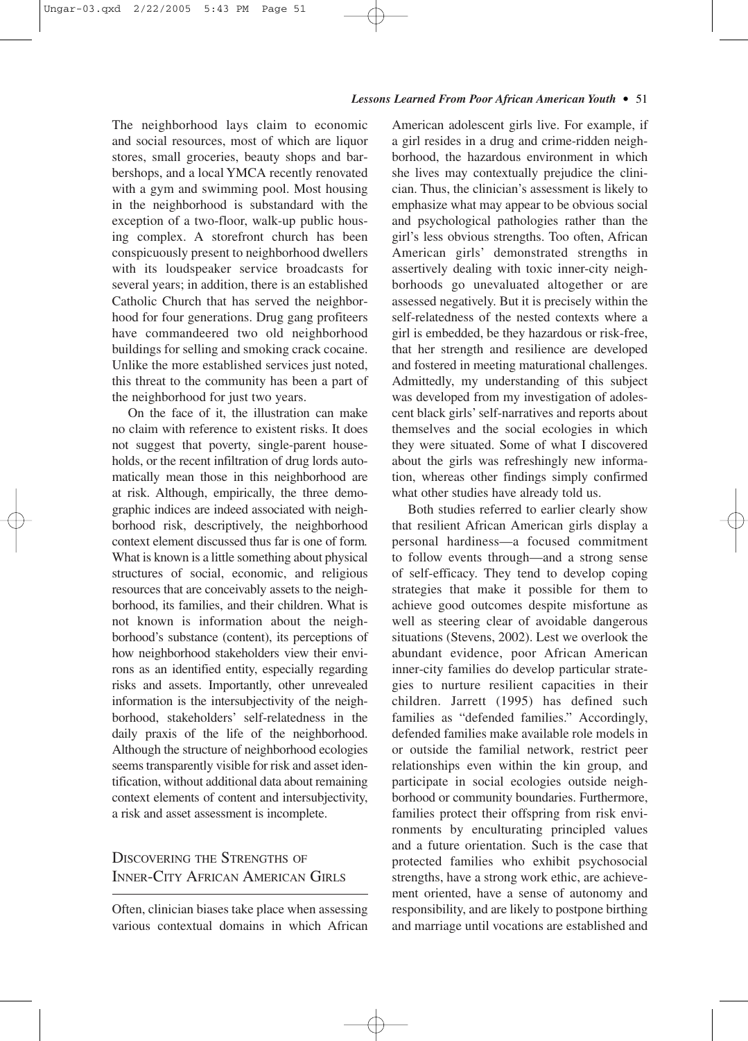The neighborhood lays claim to economic and social resources, most of which are liquor stores, small groceries, beauty shops and barbershops, and a local YMCA recently renovated with a gym and swimming pool. Most housing in the neighborhood is substandard with the exception of a two-floor, walk-up public housing complex. A storefront church has been conspicuously present to neighborhood dwellers with its loudspeaker service broadcasts for several years; in addition, there is an established Catholic Church that has served the neighborhood for four generations. Drug gang profiteers have commandeered two old neighborhood buildings for selling and smoking crack cocaine. Unlike the more established services just noted, this threat to the community has been a part of the neighborhood for just two years.

On the face of it, the illustration can make no claim with reference to existent risks. It does not suggest that poverty, single-parent households, or the recent infiltration of drug lords automatically mean those in this neighborhood are at risk. Although, empirically, the three demographic indices are indeed associated with neighborhood risk, descriptively, the neighborhood context element discussed thus far is one of form*.* What is known is a little something about physical structures of social, economic, and religious resources that are conceivably assets to the neighborhood, its families, and their children. What is not known is information about the neighborhood's substance (content), its perceptions of how neighborhood stakeholders view their environs as an identified entity, especially regarding risks and assets. Importantly, other unrevealed information is the intersubjectivity of the neighborhood, stakeholders' self-relatedness in the daily praxis of the life of the neighborhood. Although the structure of neighborhood ecologies seems transparently visible for risk and asset identification, without additional data about remaining context elements of content and intersubjectivity, a risk and asset assessment is incomplete.

## Discovering the Strengths of Inner-City African American Girls

Often, clinician biases take place when assessing various contextual domains in which African American adolescent girls live. For example, if a girl resides in a drug and crime-ridden neighborhood, the hazardous environment in which she lives may contextually prejudice the clinician. Thus, the clinician's assessment is likely to emphasize what may appear to be obvious social and psychological pathologies rather than the girl's less obvious strengths. Too often, African American girls' demonstrated strengths in assertively dealing with toxic inner-city neighborhoods go unevaluated altogether or are assessed negatively. But it is precisely within the self-relatedness of the nested contexts where a girl is embedded, be they hazardous or risk-free, that her strength and resilience are developed and fostered in meeting maturational challenges. Admittedly, my understanding of this subject was developed from my investigation of adolescent black girls' self-narratives and reports about themselves and the social ecologies in which they were situated. Some of what I discovered about the girls was refreshingly new information, whereas other findings simply confirmed what other studies have already told us.

Both studies referred to earlier clearly show that resilient African American girls display a personal hardiness—a focused commitment to follow events through—and a strong sense of self-efficacy. They tend to develop coping strategies that make it possible for them to achieve good outcomes despite misfortune as well as steering clear of avoidable dangerous situations (Stevens, 2002). Lest we overlook the abundant evidence, poor African American inner-city families do develop particular strategies to nurture resilient capacities in their children. Jarrett (1995) has defined such families as "defended families." Accordingly, defended families make available role models in or outside the familial network, restrict peer relationships even within the kin group, and participate in social ecologies outside neighborhood or community boundaries. Furthermore, families protect their offspring from risk environments by enculturating principled values and a future orientation. Such is the case that protected families who exhibit psychosocial strengths, have a strong work ethic, are achievement oriented, have a sense of autonomy and responsibility, and are likely to postpone birthing and marriage until vocations are established and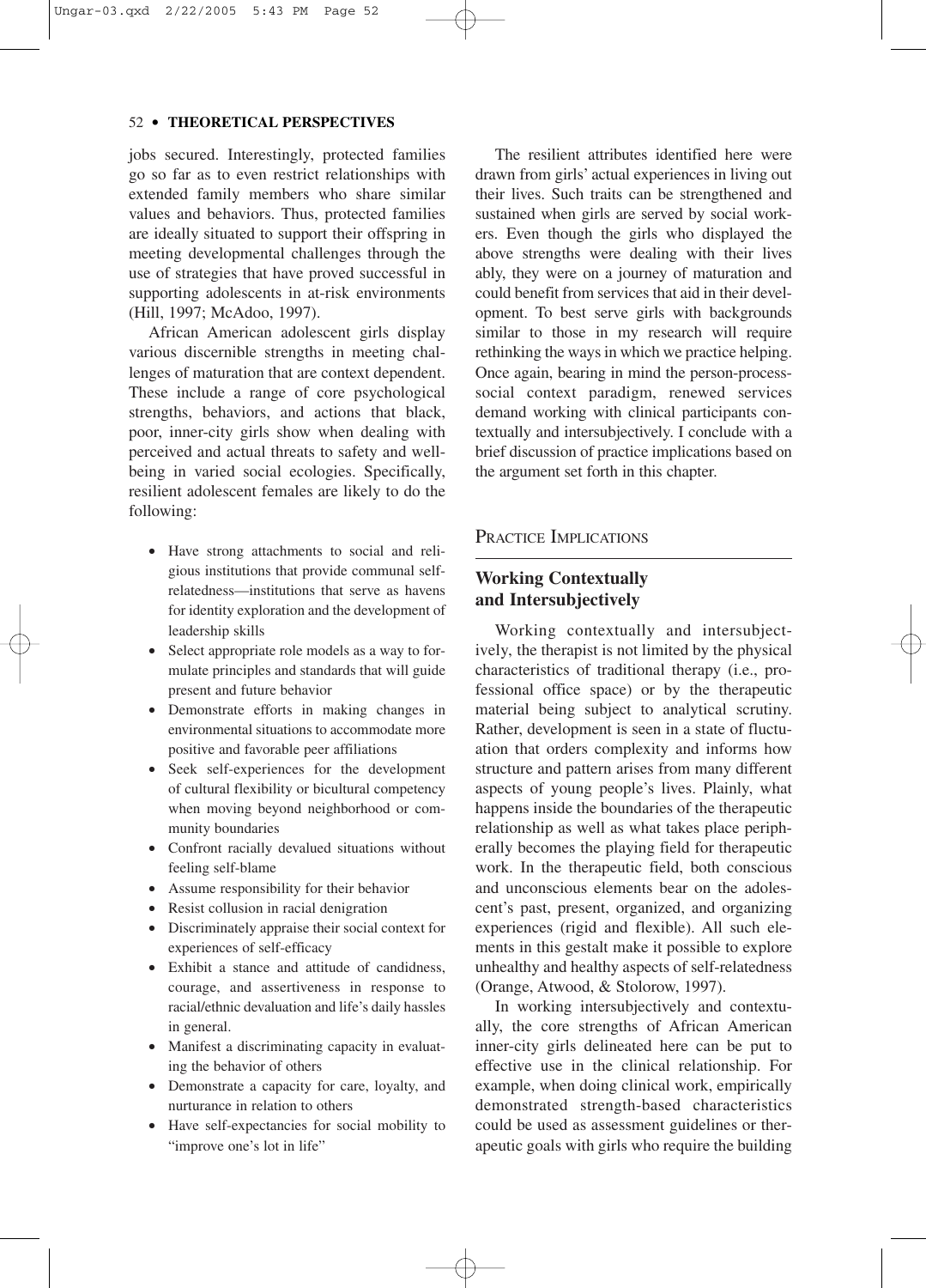jobs secured. Interestingly, protected families go so far as to even restrict relationships with extended family members who share similar values and behaviors. Thus, protected families are ideally situated to support their offspring in meeting developmental challenges through the use of strategies that have proved successful in supporting adolescents in at-risk environments (Hill, 1997; McAdoo, 1997).

African American adolescent girls display various discernible strengths in meeting challenges of maturation that are context dependent. These include a range of core psychological strengths, behaviors, and actions that black, poor, inner-city girls show when dealing with perceived and actual threats to safety and well-being in varied social ecologies. Specifically, resilient adolescent females are likely to do the following:

- Have strong attachments to social and religious institutions that provide communal self-relatedness—institutions that serve as havens for identity exploration and the development of leadership skills
- Select appropriate role models as a way to formulate principles and standards that will guide present and future behavior
- Demonstrate efforts in making changes in environmental situations to accommodate more positive and favorable peer affiliations
- Seek self-experiences for the development of cultural flexibility or bicultural competency when moving beyond neighborhood or community boundaries
- Confront racially devalued situations without feeling self-blame
- Assume responsibility for their behavior
- Resist collusion in racial denigration
- Discriminately appraise their social context for experiences of self-efficacy
- Exhibit a stance and attitude of candidness, courage, and assertiveness in response to racial/ethnic devaluation and life's daily hassles in general.
- Manifest a discriminating capacity in evaluating the behavior of others
- Demonstrate a capacity for care, loyalty, and nurturance in relation to others
- Have self-expectancies for social mobility to "improve one's lot in life"

The resilient attributes identified here were drawn from girls' actual experiences in living out their lives. Such traits can be strengthened and sustained when girls are served by social workers. Even though the girls who displayed the above strengths were dealing with their lives ably, they were on a journey of maturation and could benefit from services that aid in their development. To best serve girls with backgrounds similar to those in my research will require rethinking the ways in which we practice helping. Once again, bearing in mind the person-process-social context paradigm, renewed services demand working with clinical participants contextually and intersubjectively. I conclude with a brief discussion of practice implications based on the argument set forth in this chapter.

## Practice Implications

### Working Contextually and Intersubjectively

Working contextually and intersubjectively, the therapist is not limited by the physical characteristics of traditional therapy (i.e., professional office space) or by the therapeutic material being subject to analytical scrutiny. Rather, development is seen in a state of fluctuation that orders complexity and informs how structure and pattern arises from many different aspects of young people's lives. Plainly, what happens inside the boundaries of the therapeutic relationship as well as what takes place peripherally becomes the playing field for therapeutic work. In the therapeutic field, both conscious and unconscious elements bear on the adolescent's past, present, organized, and organizing experiences (rigid and flexible). All such elements in this gestalt make it possible to explore unhealthy and healthy aspects of self-relatedness (Orange, Atwood, & Stolorow, 1997).

In working intersubjectively and contextually, the core strengths of African American inner-city girls delineated here can be put to effective use in the clinical relationship. For example, when doing clinical work, empirically demonstrated strength-based characteristics could be used as assessment guidelines or therapeutic goals with girls who require the building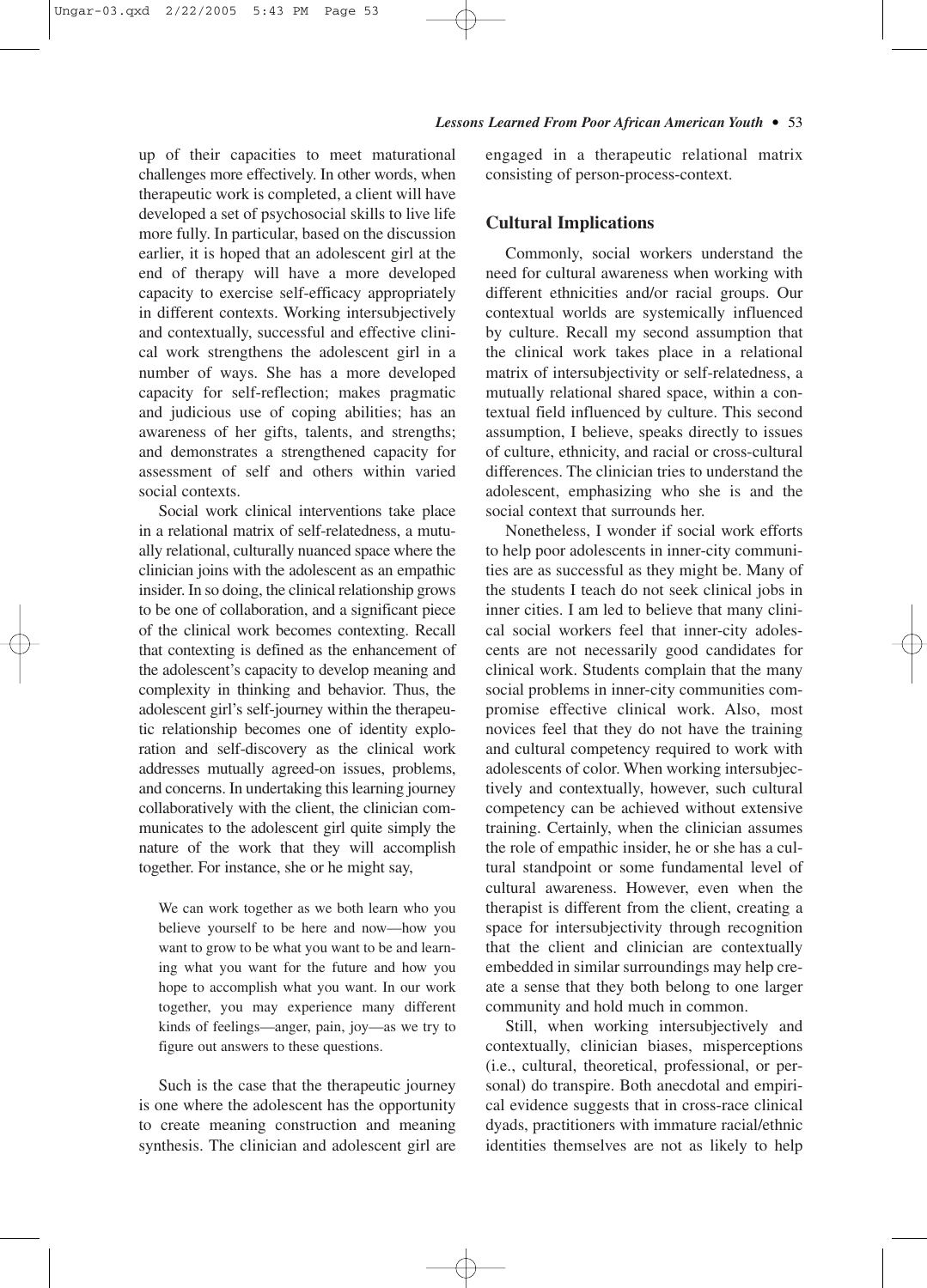up of their capacities to meet maturational challenges more effectively. In other words, when therapeutic work is completed, a client will have developed a set of psychosocial skills to live life more fully. In particular, based on the discussion earlier, it is hoped that an adolescent girl at the end of therapy will have a more developed capacity to exercise self-efficacy appropriately in different contexts. Working intersubjectively and contextually, successful and effective clinical work strengthens the adolescent girl in a number of ways. She has a more developed capacity for self-reflection; makes pragmatic and judicious use of coping abilities; has an awareness of her gifts, talents, and strengths; and demonstrates a strengthened capacity for assessment of self and others within varied social contexts.

Social work clinical interventions take place in a relational matrix of self-relatedness, a mutually relational, culturally nuanced space where the clinician joins with the adolescent as an empathic insider. In so doing, the clinical relationship grows to be one of collaboration, and a significant piece of the clinical work becomes contexting. Recall that contexting is defined as the enhancement of the adolescent's capacity to develop meaning and complexity in thinking and behavior. Thus, the adolescent girl's self-journey within the therapeutic relationship becomes one of identity exploration and self-discovery as the clinical work addresses mutually agreed-on issues, problems, and concerns. In undertaking this learning journey collaboratively with the client, the clinician communicates to the adolescent girl quite simply the nature of the work that they will accomplish together. For instance, she or he might say,

> We can work together as we both learn who you believe yourself to be here and now—how you want to grow to be what you want to be and learning what you want for the future and how you hope to accomplish what you want. In our work together, you may experience many different kinds of feelings—anger, pain, joy—as we try to figure out answers to these questions.

Such is the case that the therapeutic journey is one where the adolescent has the opportunity to create meaning construction and meaning synthesis. The clinician and adolescent girl are engaged in a therapeutic relational matrix consisting of person-process-context.

## Cultural Implications

Commonly, social workers understand the need for cultural awareness when working with different ethnicities and/or racial groups. Our contextual worlds are systemically influenced by culture. Recall my second assumption that the clinical work takes place in a relational matrix of intersubjectivity or self-relatedness, a mutually relational shared space, within a contextual field influenced by culture. This second assumption, I believe, speaks directly to issues of culture, ethnicity, and racial or cross-cultural differences. The clinician tries to understand the adolescent, emphasizing who she is and the social context that surrounds her.

Nonetheless, I wonder if social work efforts to help poor adolescents in inner-city communities are as successful as they might be. Many of the students I teach do not seek clinical jobs in inner cities. I am led to believe that many clinical social workers feel that inner-city adolescents are not necessarily good candidates for clinical work. Students complain that the many social problems in inner-city communities compromise effective clinical work. Also, most novices feel that they do not have the training and cultural competency required to work with adolescents of color. When working intersubjectively and contextually, however, such cultural competency can be achieved without extensive training. Certainly, when the clinician assumes the role of empathic insider, he or she has a cultural standpoint or some fundamental level of cultural awareness. However, even when the therapist is different from the client, creating a space for intersubjectivity through recognition that the client and clinician are contextually embedded in similar surroundings may help create a sense that they both belong to one larger community and hold much in common.

Still, when working intersubjectively and contextually, clinician biases, misperceptions (i.e., cultural, theoretical, professional, or personal) do transpire. Both anecdotal and empirical evidence suggests that in cross-race clinical dyads, practitioners with immature racial/ethnic identities themselves are not as likely to help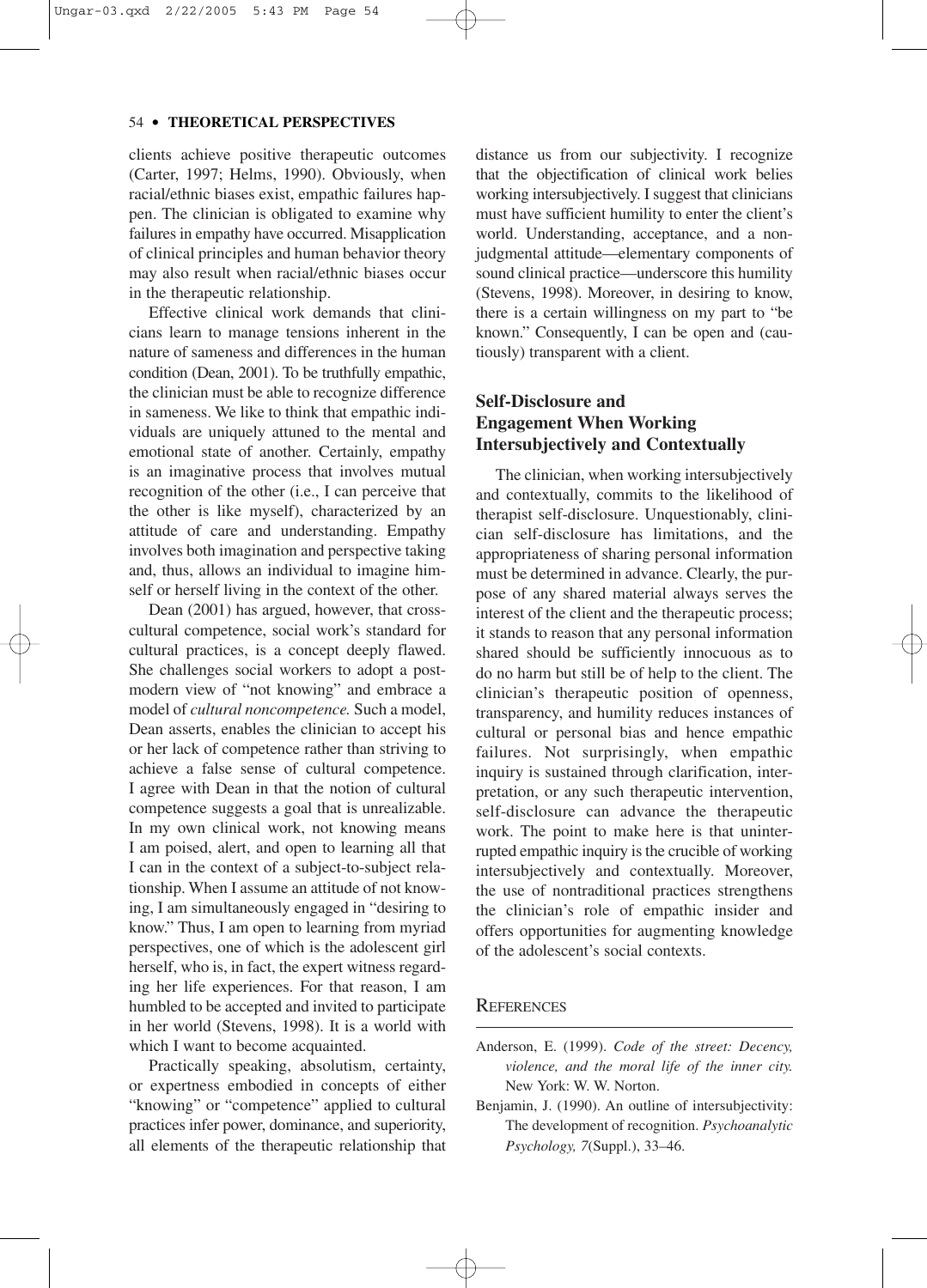clients achieve positive therapeutic outcomes (Carter, 1997; Helms, 1990). Obviously, when racial/ethnic biases exist, empathic failures happen. The clinician is obligated to examine why failures in empathy have occurred. Misapplication of clinical principles and human behavior theory may also result when racial/ethnic biases occur in the therapeutic relationship.

Effective clinical work demands that clinicians learn to manage tensions inherent in the nature of sameness and differences in the human condition (Dean, 2001). To be truthfully empathic, the clinician must be able to recognize difference in sameness. We like to think that empathic individuals are uniquely attuned to the mental and emotional state of another. Certainly, empathy is an imaginative process that involves mutual recognition of the other (i.e., I can perceive that the other is like myself), characterized by an attitude of care and understanding. Empathy involves both imagination and perspective taking and, thus, allows an individual to imagine himself or herself living in the context of the other.

Dean (2001) has argued, however, that cross-cultural competence, social work's standard for cultural practices, is a concept deeply flawed. She challenges social workers to adopt a postmodern view of "not knowing" and embrace a model of *cultural noncompetence.* Such a model, Dean asserts, enables the clinician to accept his or her lack of competence rather than striving to achieve a false sense of cultural competence. I agree with Dean in that the notion of cultural competence suggests a goal that is unrealizable. In my own clinical work, not knowing means I am poised, alert, and open to learning all that I can in the context of a subject-to-subject relationship. When I assume an attitude of not knowing, I am simultaneously engaged in "desiring to know." Thus, I am open to learning from myriad perspectives, one of which is the adolescent girl herself, who is, in fact, the expert witness regarding her life experiences. For that reason, I am humbled to be accepted and invited to participate in her world (Stevens, 1998). It is a world with which I want to become acquainted.

Practically speaking, absolutism, certainty, or expertness embodied in concepts of either "knowing" or "competence" applied to cultural practices infer power, dominance, and superiority, all elements of the therapeutic relationship that distance us from our subjectivity. I recognize that the objectification of clinical work belies working intersubjectively. I suggest that clinicians must have sufficient humility to enter the client's world. Understanding, acceptance, and a nonjudgmental attitude—elementary components of sound clinical practice—underscore this humility (Stevens, 1998). Moreover, in desiring to know, there is a certain willingness on my part to "be known." Consequently, I can be open and (cautiously) transparent with a client.

## Self-Disclosure and Engagement When Working Intersubjectively and Contextually

The clinician, when working intersubjectively and contextually, commits to the likelihood of therapist self-disclosure. Unquestionably, clinician self-disclosure has limitations, and the appropriateness of sharing personal information must be determined in advance. Clearly, the purpose of any shared material always serves the interest of the client and the therapeutic process; it stands to reason that any personal information shared should be sufficiently innocuous as to do no harm but still be of help to the client. The clinician's therapeutic position of openness, transparency, and humility reduces instances of cultural or personal bias and hence empathic failures. Not surprisingly, when empathic inquiry is sustained through clarification, interpretation, or any such therapeutic intervention, self-disclosure can advance the therapeutic work. The point to make here is that uninterrupted empathic inquiry is the crucible of working intersubjectively and contextually. Moreover, the use of nontraditional practices strengthens the clinician's role of empathic insider and offers opportunities for augmenting knowledge of the adolescent's social contexts.

## References

Anderson, E. (1999). *Code of the street: Decency, violence, and the moral life of the inner city.* New York: W. W. Norton.

Benjamin, J. (1990). An outline of intersubjectivity: The development of recognition. *Psychoanalytic Psychology, 7*(Suppl.), 33–46.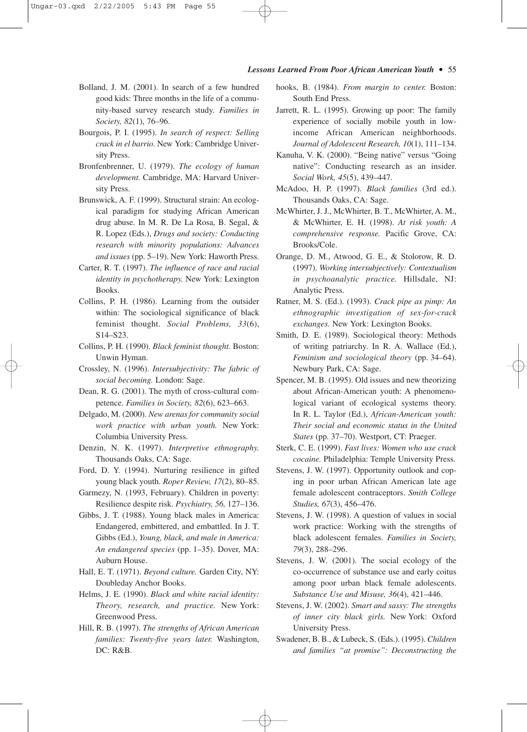Bolland, J. M. (2001). In search of a few hundred good kids: Three months in the life of a community-based survey research study. *Families in Society, 82*(1), 76–96.

Bourgois, P. I. (1995). *In search of respect: Selling crack in el barrio.* New York: Cambridge University Press.

Bronfenbrenner, U. (1979). *The ecology of human development.* Cambridge, MA: Harvard University Press.

Brunswick, A. F. (1999). Structural strain: An ecological paradigm for studying African American drug abuse. In M. R. De La Rosa, B. Segal, & R. Lopez (Eds.), *Drugs and society: Conducting research with minority populations: Advances and issues* (pp. 5–19). New York: Haworth Press.

Carter, R. T. (1997). *The influence of race and racial identity in psychotherapy.* New York: Lexington Books.

Collins, P. H. (1986). Learning from the outsider within: The sociological significance of black feminist thought. *Social Problems, 33*(6), S14–S23.

Collins, P. H. (1990). *Black feminist thought.* Boston: Unwin Hyman.

Crossley, N. (1996). *Intersubjectivity: The fabric of social becoming.* London: Sage.

Dean, R. G. (2001). The myth of cross-cultural competence. *Families in Society, 82*(6), 623–663.

Delgado, M. (2000). *New arenas for community social work practice with urban youth.* New York: Columbia University Press.

Denzin, N. K. (1997). *Interpretive ethnography.* Thousands Oaks, CA: Sage.

Ford, D. Y. (1994). Nurturing resilience in gifted young black youth. *Roper Review, 17*(2), 80–85.

Garmezy, N. (1993, February). Children in poverty: Resilience despite risk. *Psychiatry, 56,* 127–136.

Gibbs, J. T. (1988). Young black males in America: Endangered, embittered, and embattled. In J. T. Gibbs (Ed.), *Young, black, and male in America: An endangered species* (pp. 1–35). Dover, MA: Auburn House.

Hall, E. T. (1971). *Beyond culture.* Garden City, NY: Doubleday Anchor Books.

Helms, J. E. (1990). *Black and white racial identity: Theory, research, and practice.* New York: Greenwood Press.

Hill, R. B. (1997). *The strengths of African American families: Twenty-five years later.* Washington, DC: R&B.

hooks, B. (1984). *From margin to center.* Boston: South End Press.

Jarrett, R. L. (1995). Growing up poor: The family experience of socially mobile youth in low-income African American neighborhoods. *Journal of Adolescent Research, 10*(1), 111–134.

Kanuha, V. K. (2000). "Being native" versus "Going native": Conducting research as an insider. *Social Work, 45*(5), 439–447.

McAdoo, H. P. (1997). *Black families* (3rd ed.). Thousands Oaks, CA: Sage.

McWhirter, J. J., McWhirter, B. T., McWhirter, A. M., & McWhirter, E. H. (1998). *At risk youth: A comprehensive response.* Pacific Grove, CA: Brooks/Cole.

Orange, D. M., Atwood, G. E., & Stolorow, R. D. (1997). *Working intersubjectively: Contextualism in psychoanalytic practice.* Hillsdale, NJ: Analytic Press.

Ratner, M. S. (Ed.). (1993). *Crack pipe as pimp: An ethnographic investigation of sex-for-crack exchanges.* New York: Lexington Books.

Smith, D. E. (1989). Sociological theory: Methods of writing patriarchy. In R. A. Wallace (Ed.), *Feminism and sociological theory* (pp. 34–64). Newbury Park, CA: Sage.

Spencer, M. B. (1995). Old issues and new theorizing about African-American youth: A phenomenological variant of ecological systems theory. In R. L. Taylor (Ed.), *African-American youth: Their social and economic status in the United States* (pp. 37–70). Westport, CT: Praeger.

Sterk, C. E. (1999). *Fast lives: Women who use crack cocaine.* Philadelphia: Temple University Press.

Stevens, J. W. (1997). Opportunity outlook and coping in poor urban African American late age female adolescent contraceptors. *Smith College Studies, 67*(3), 456–476.

Stevens, J. W. (1998). A question of values in social work practice: Working with the strengths of black adolescent females. *Families in Society, 79*(3), 288–296.

Stevens, J. W. (2001). The social ecology of the co-occurrence of substance use and early coitus among poor urban black female adolescents. *Substance Use and Misuse, 36*(4), 421–446.

Stevens, J. W. (2002). *Smart and sassy: The strengths of inner city black girls.* New York: Oxford University Press.

Swadener, B. B., & Lubeck, S. (Eds.). (1995). *Children and families "at promise": Deconstructing the*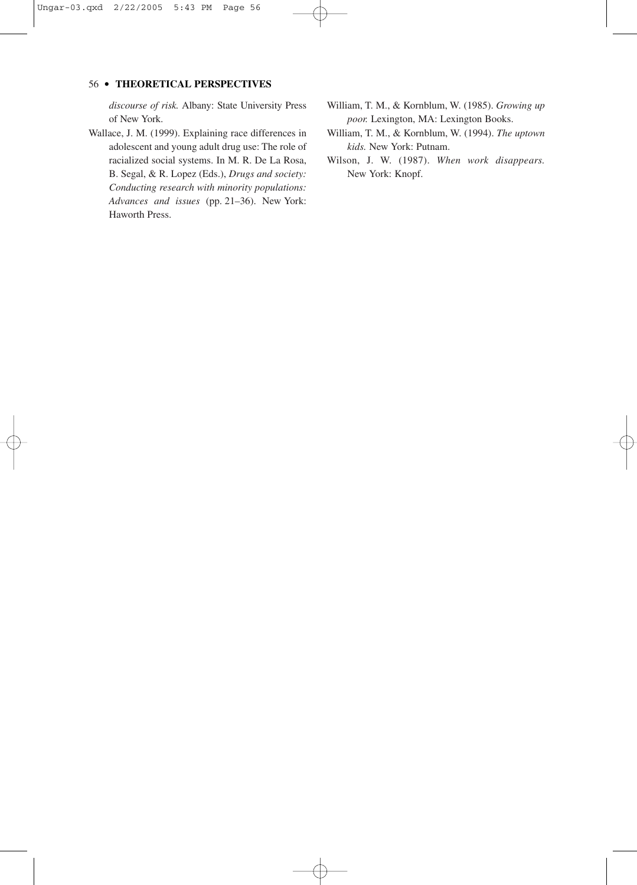*discourse of risk.* Albany: State University Press of New York.

Wallace, J. M. (1999). Explaining race differences in adolescent and young adult drug use: The role of racialized social systems. In M. R. De La Rosa, B. Segal, & R. Lopez (Eds.), *Drugs and society: Conducting research with minority populations: Advances and issues* (pp. 21–36). New York: Haworth Press.

William, T. M., & Kornblum, W. (1985). *Growing up poor.* Lexington, MA: Lexington Books.

William, T. M., & Kornblum, W. (1994). *The uptown kids.* New York: Putnam.

Wilson, J. W. (1987). *When work disappears.* New York: Knopf.